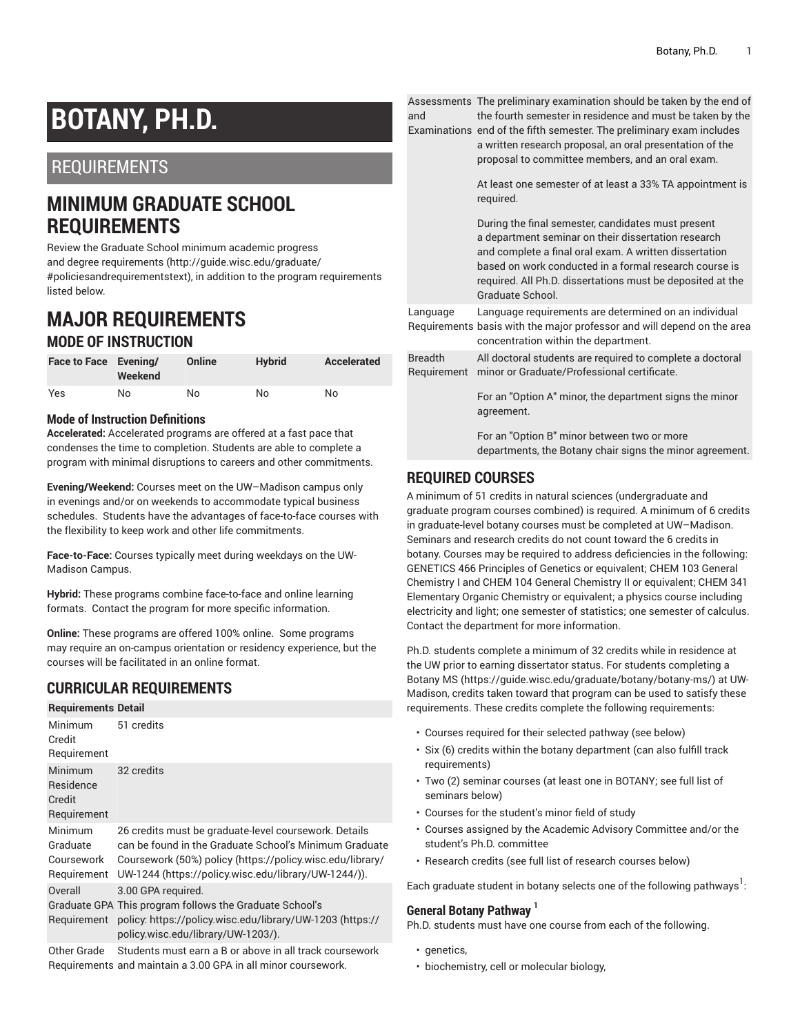# BOTANY, PH.D.

## REQUIREMENTS

# MINIMUM GRADUATE SCHOOL REQUIREMENTS

Review the Graduate School minimum academic progress and degree requirements (http://guide.wisc.edu/graduate/#policiesandrequirementstext), in addition to the program requirements listed below.

# MAJOR REQUIREMENTS

## MODE OF INSTRUCTION

| Face to Face | Evening/ Weekend | Online | Hybrid | Accelerated |
|---|---|---|---|---|
| Yes | No | No | No | No |

### Mode of Instruction Definitions

**Accelerated:** Accelerated programs are offered at a fast pace that condenses the time to completion. Students are able to complete a program with minimal disruptions to careers and other commitments.

**Evening/Weekend:** Courses meet on the UW–Madison campus only in evenings and/or on weekends to accommodate typical business schedules. Students have the advantages of face-to-face courses with the flexibility to keep work and other life commitments.

**Face-to-Face:** Courses typically meet during weekdays on the UW-Madison Campus.

**Hybrid:** These programs combine face-to-face and online learning formats. Contact the program for more specific information.

**Online:** These programs are offered 100% online. Some programs may require an on-campus orientation or residency experience, but the courses will be facilitated in an online format.

## CURRICULAR REQUIREMENTS

| Requirements | Detail |
|---|---|
| Minimum Credit Requirement | 51 credits |
| Minimum Residence Credit Requirement | 32 credits |
| Minimum Graduate Coursework Requirement | 26 credits must be graduate-level coursework. Details can be found in the Graduate School's Minimum Graduate Coursework (50%) policy (https://policy.wisc.edu/library/UW-1244 (https://policy.wisc.edu/library/UW-1244/)). |
| Overall Graduate GPA Requirement | 3.00 GPA required. This program follows the Graduate School's policy: https://policy.wisc.edu/library/UW-1203 (https://policy.wisc.edu/library/UW-1203/). |
| Other Grade Requirements | Students must earn a B or above in all track coursework and maintain a 3.00 GPA in all minor coursework. |
| Assessments and Examinations | The preliminary examination should be taken by the end of the fourth semester in residence and must be taken by the end of the fifth semester. The preliminary exam includes a written research proposal, an oral presentation of the proposal to committee members, and an oral exam.<br><br>At least one semester of at least a 33% TA appointment is required.<br><br>During the final semester, candidates must present a department seminar on their dissertation research and complete a final oral exam. A written dissertation based on work conducted in a formal research course is required. All Ph.D. dissertations must be deposited at the Graduate School. |
| Language Requirements | Language requirements are determined on an individual basis with the major professor and will depend on the area concentration within the department. |
| Breadth Requirement | All doctoral students are required to complete a doctoral minor or Graduate/Professional certificate.<br><br>For an "Option A" minor, the department signs the minor agreement.<br><br>For an "Option B" minor between two or more departments, the Botany chair signs the minor agreement. |

## REQUIRED COURSES

A minimum of 51 credits in natural sciences (undergraduate and graduate program courses combined) is required. A minimum of 6 credits in graduate-level botany courses must be completed at UW–Madison. Seminars and research credits do not count toward the 6 credits in botany. Courses may be required to address deficiencies in the following: GENETICS 466 Principles of Genetics or equivalent; CHEM 103 General Chemistry I and CHEM 104 General Chemistry II or equivalent; CHEM 341 Elementary Organic Chemistry or equivalent; a physics course including electricity and light; one semester of statistics; one semester of calculus. Contact the department for more information.

Ph.D. students complete a minimum of 32 credits while in residence at the UW prior to earning dissertator status. For students completing a Botany MS (https://guide.wisc.edu/graduate/botany/botany-ms/) at UW-Madison, credits taken toward that program can be used to satisfy these requirements. These credits complete the following requirements:

- Courses required for their selected pathway (see below)
- Six (6) credits within the botany department (can also fulfill track requirements)
- Two (2) seminar courses (at least one in BOTANY; see full list of seminars below)
- Courses for the student's minor field of study
- Courses assigned by the Academic Advisory Committee and/or the student's Ph.D. committee
- Research credits (see full list of research courses below)

Each graduate student in botany selects one of the following pathways[1]:

### General Botany Pathway [1]

Ph.D. students must have one course from each of the following.

- genetics,
- biochemistry, cell or molecular biology,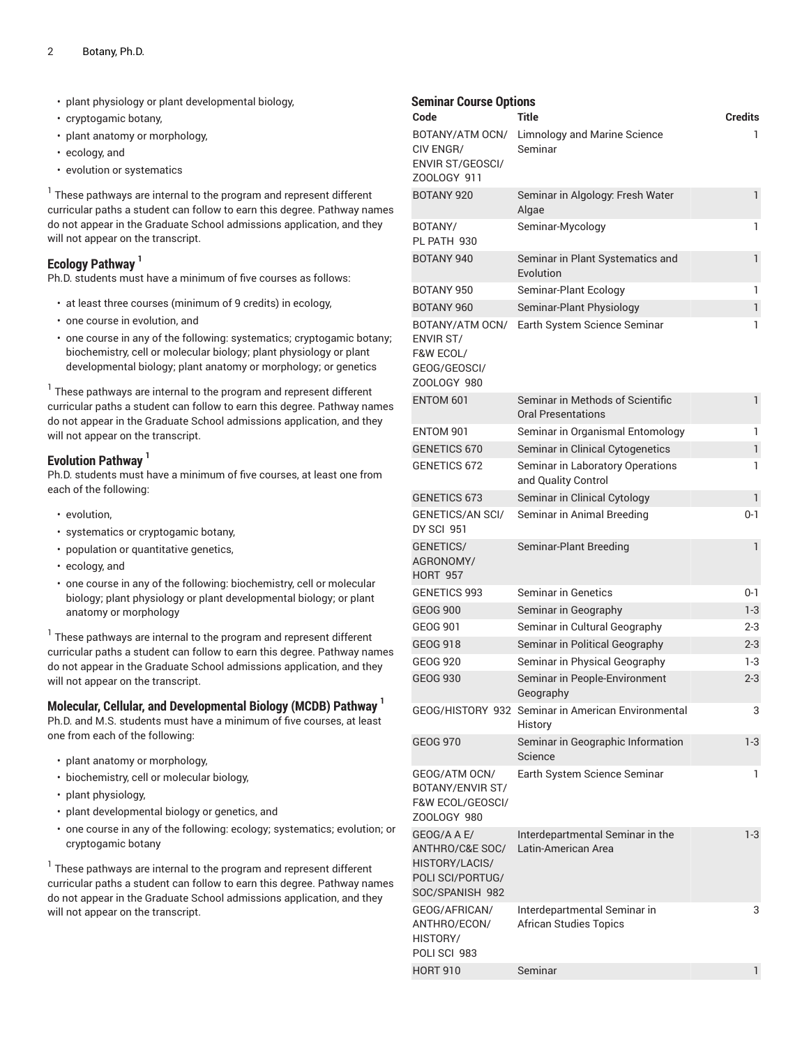- plant physiology or plant developmental biology,
- cryptogamic botany,
- plant anatomy or morphology,
- ecology, and
- evolution or systematics

[1] These pathways are internal to the program and represent different curricular paths a student can follow to earn this degree. Pathway names do not appear in the Graduate School admissions application, and they will not appear on the transcript.

### Ecology Pathway [1]

Ph.D. students must have a minimum of five courses as follows:

- at least three courses (minimum of 9 credits) in ecology,
- one course in evolution, and
- one course in any of the following: systematics; cryptogamic botany; biochemistry, cell or molecular biology; plant physiology or plant developmental biology; plant anatomy or morphology; or genetics

[1] These pathways are internal to the program and represent different curricular paths a student can follow to earn this degree. Pathway names do not appear in the Graduate School admissions application, and they will not appear on the transcript.

### Evolution Pathway [1]

Ph.D. students must have a minimum of five courses, at least one from each of the following:

- evolution,
- systematics or cryptogamic botany,
- population or quantitative genetics,
- ecology, and
- one course in any of the following: biochemistry, cell or molecular biology; plant physiology or plant developmental biology; or plant anatomy or morphology

[1] These pathways are internal to the program and represent different curricular paths a student can follow to earn this degree. Pathway names do not appear in the Graduate School admissions application, and they will not appear on the transcript.

### Molecular, Cellular, and Developmental Biology (MCDB) Pathway [1]

Ph.D. and M.S. students must have a minimum of five courses, at least one from each of the following:

- plant anatomy or morphology,
- biochemistry, cell or molecular biology,
- plant physiology,
- plant developmental biology or genetics, and
- one course in any of the following: ecology; systematics; evolution; or cryptogamic botany

[1] These pathways are internal to the program and represent different curricular paths a student can follow to earn this degree. Pathway names do not appear in the Graduate School admissions application, and they will not appear on the transcript.

### Seminar Course Options

| Code | Title | Credits |
|---|---|---|
| BOTANY/ATM OCN/CIV ENGR/ENVIR ST/GEOSCI/ZOOLOGY 911 | Limnology and Marine Science Seminar | 1 |
| BOTANY 920 | Seminar in Algology: Fresh Water Algae | 1 |
| BOTANY/PL PATH 930 | Seminar-Mycology | 1 |
| BOTANY 940 | Seminar in Plant Systematics and Evolution | 1 |
| BOTANY 950 | Seminar-Plant Ecology | 1 |
| BOTANY 960 | Seminar-Plant Physiology | 1 |
| BOTANY/ATM OCN/ENVIR ST/F&W ECOL/GEOG/GEOSCI/ZOOLOGY 980 | Earth System Science Seminar | 1 |
| ENTOM 601 | Seminar in Methods of Scientific Oral Presentations | 1 |
| ENTOM 901 | Seminar in Organismal Entomology | 1 |
| GENETICS 670 | Seminar in Clinical Cytogenetics | 1 |
| GENETICS 672 | Seminar in Laboratory Operations and Quality Control | 1 |
| GENETICS 673 | Seminar in Clinical Cytology | 1 |
| GENETICS/AN SCI/DY SCI 951 | Seminar in Animal Breeding | 0-1 |
| GENETICS/AGRONOMY/HORT 957 | Seminar-Plant Breeding | 1 |
| GENETICS 993 | Seminar in Genetics | 0-1 |
| GEOG 900 | Seminar in Geography | 1-3 |
| GEOG 901 | Seminar in Cultural Geography | 2-3 |
| GEOG 918 | Seminar in Political Geography | 2-3 |
| GEOG 920 | Seminar in Physical Geography | 1-3 |
| GEOG 930 | Seminar in People-Environment Geography | 2-3 |
| GEOG/HISTORY 932 | Seminar in American Environmental History | 3 |
| GEOG 970 | Seminar in Geographic Information Science | 1-3 |
| GEOG/ATM OCN/BOTANY/ENVIR ST/F&W ECOL/GEOSCI/ZOOLOGY 980 | Earth System Science Seminar | 1 |
| GEOG/A A E/ANTHRO/C&E SOC/HISTORY/LACIS/POLI SCI/PORTUG/SOC/SPANISH 982 | Interdepartmental Seminar in the Latin-American Area | 1-3 |
| GEOG/AFRICAN/ANTHRO/ECON/HISTORY/POLI SCI 983 | Interdepartmental Seminar in African Studies Topics | 3 |
| HORT 910 | Seminar | 1 |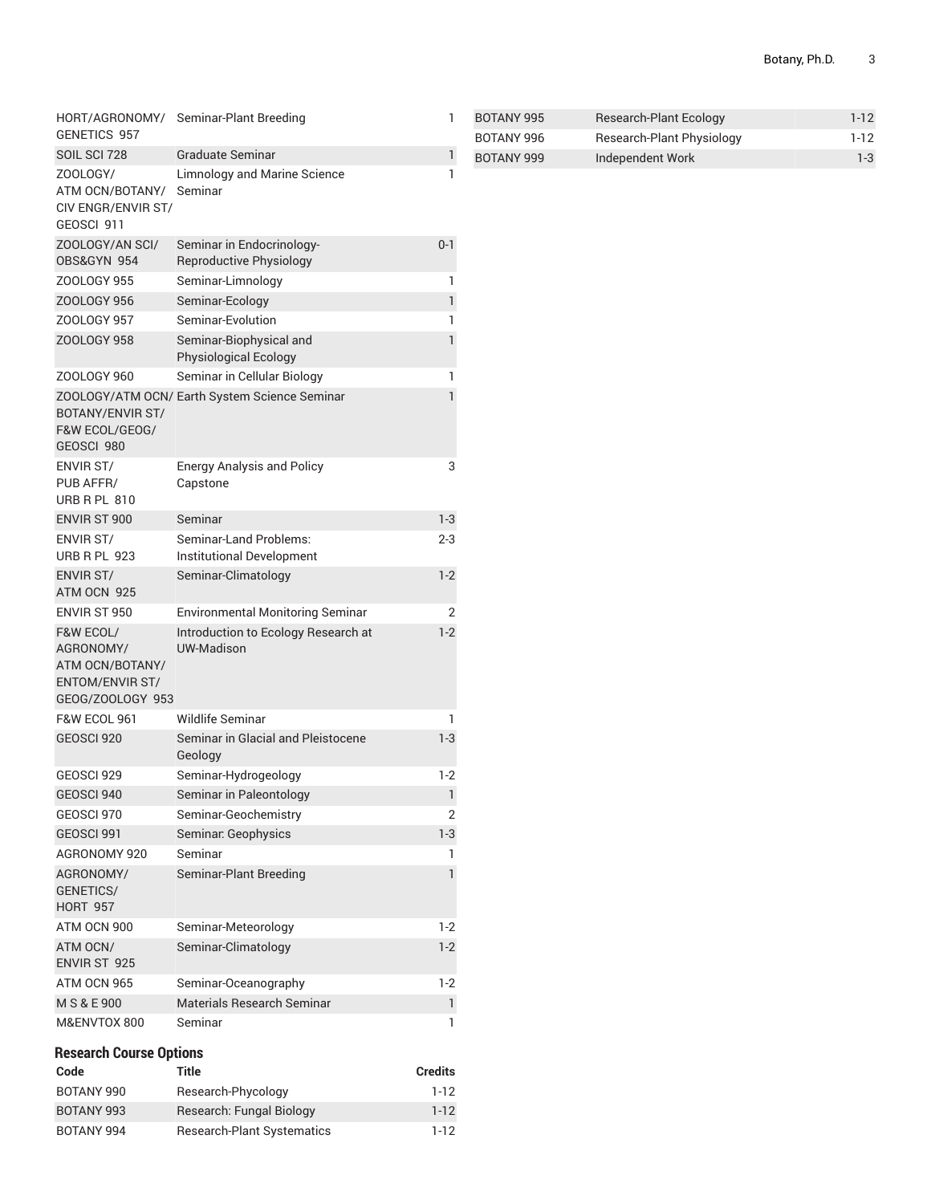| | | |
|---|---|---|
| HORT/AGRONOMY/ GENETICS 957 | Seminar-Plant Breeding | 1 |
| SOIL SCI 728 | Graduate Seminar | 1 |
| ZOOLOGY/ ATM OCN/BOTANY/ CIV ENGR/ENVIR ST/ GEOSCI 911 | Limnology and Marine Science Seminar | 1 |
| ZOOLOGY/AN SCI/ OBS&GYN 954 | Seminar in Endocrinology-Reproductive Physiology | 0-1 |
| ZOOLOGY 955 | Seminar-Limnology | 1 |
| ZOOLOGY 956 | Seminar-Ecology | 1 |
| ZOOLOGY 957 | Seminar-Evolution | 1 |
| ZOOLOGY 958 | Seminar-Biophysical and Physiological Ecology | 1 |
| ZOOLOGY 960 | Seminar in Cellular Biology | 1 |
| ZOOLOGY/ATM OCN/ BOTANY/ENVIR ST/ F&W ECOL/GEOG/ GEOSCI 980 | Earth System Science Seminar | 1 |
| ENVIR ST/ PUB AFFR/ URB R PL 810 | Energy Analysis and Policy Capstone | 3 |
| ENVIR ST 900 | Seminar | 1-3 |
| ENVIR ST/ URB R PL 923 | Seminar-Land Problems: Institutional Development | 2-3 |
| ENVIR ST/ ATM OCN 925 | Seminar-Climatology | 1-2 |
| ENVIR ST 950 | Environmental Monitoring Seminar | 2 |
| F&W ECOL/ AGRONOMY/ ATM OCN/BOTANY/ ENTOM/ENVIR ST/ GEOG/ZOOLOGY 953 | Introduction to Ecology Research at UW-Madison | 1-2 |
| F&W ECOL 961 | Wildlife Seminar | 1 |
| GEOSCI 920 | Seminar in Glacial and Pleistocene Geology | 1-3 |
| GEOSCI 929 | Seminar-Hydrogeology | 1-2 |
| GEOSCI 940 | Seminar in Paleontology | 1 |
| GEOSCI 970 | Seminar-Geochemistry | 2 |
| GEOSCI 991 | Seminar: Geophysics | 1-3 |
| AGRONOMY 920 | Seminar | 1 |
| AGRONOMY/ GENETICS/ HORT 957 | Seminar-Plant Breeding | 1 |
| ATM OCN 900 | Seminar-Meteorology | 1-2 |
| ATM OCN/ ENVIR ST 925 | Seminar-Climatology | 1-2 |
| ATM OCN 965 | Seminar-Oceanography | 1-2 |
| M S & E 900 | Materials Research Seminar | 1 |
| M&ENVTOX 800 | Seminar | 1 |

### Research Course Options

| Code | Title | Credits |
|---|---|---|
| BOTANY 990 | Research-Phycology | 1-12 |
| BOTANY 993 | Research: Fungal Biology | 1-12 |
| BOTANY 994 | Research-Plant Systematics | 1-12 |
| BOTANY 995 | Research-Plant Ecology | 1-12 |
| BOTANY 996 | Research-Plant Physiology | 1-12 |
| BOTANY 999 | Independent Work | 1-3 |